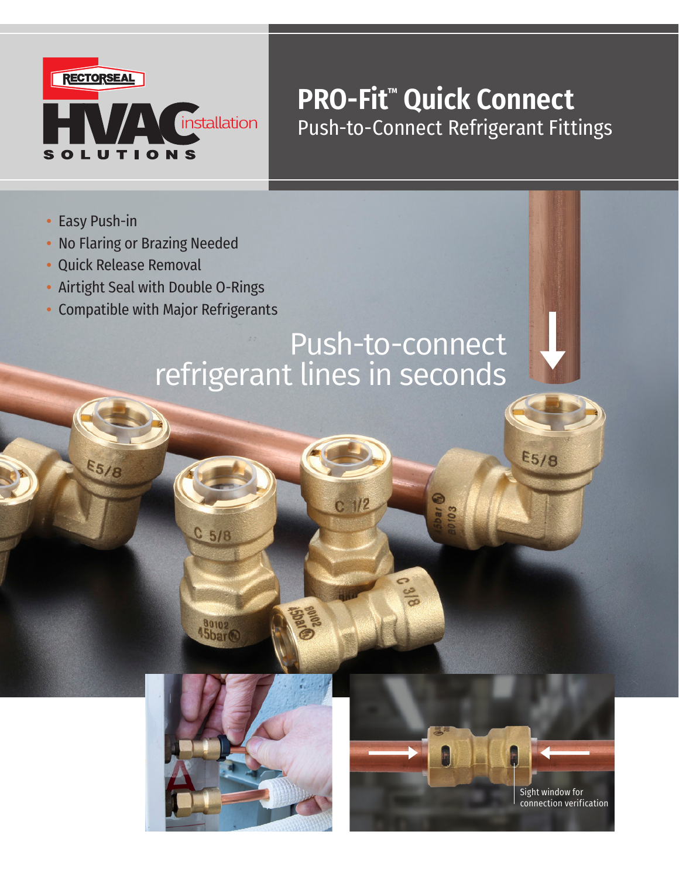RECTORSEAL HVAC installation SOLUTIONS

# PRO-Fit™ Quick Connect

## Push-to-Connect Refrigerant Fittings

- Easy Push-in
- No Flaring or Brazing Needed
- Quick Release Removal
- Airtight Seal with Double O-Rings
- Compatible with Major Refrigerants

## Push-to-connect refrigerant lines in seconds

Sight window for connection verification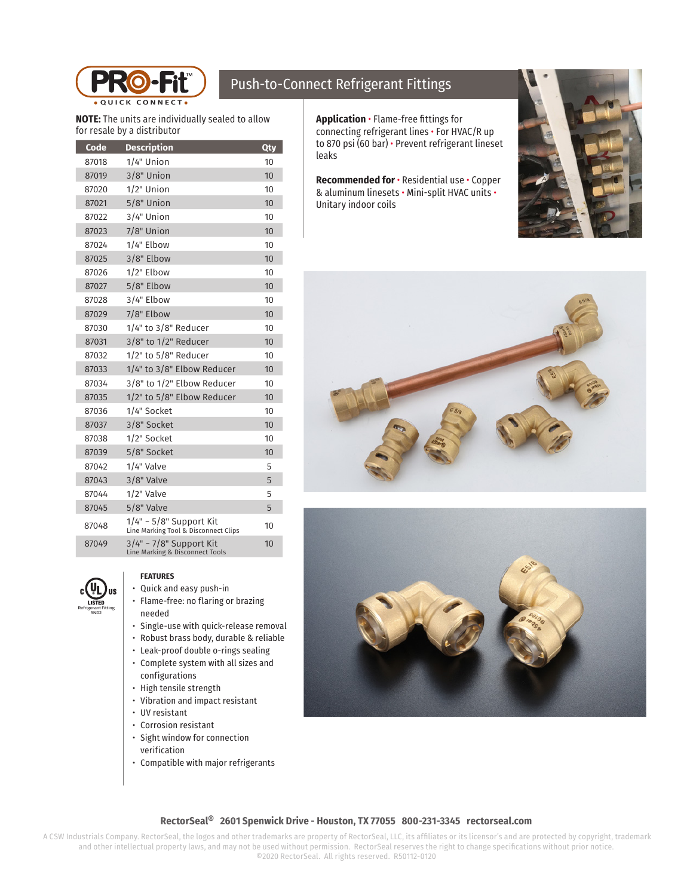# PRO-Fit™ QUICK CONNECT

## Push-to-Connect Refrigerant Fittings

**NOTE:** The units are individually sealed to allow for resale by a distributor

| Code | Description | Qty |
|---|---|---|
| 87018 | 1/4" Union | 10 |
| 87019 | 3/8" Union | 10 |
| 87020 | 1/2" Union | 10 |
| 87021 | 5/8" Union | 10 |
| 87022 | 3/4" Union | 10 |
| 87023 | 7/8" Union | 10 |
| 87024 | 1/4" Elbow | 10 |
| 87025 | 3/8" Elbow | 10 |
| 87026 | 1/2" Elbow | 10 |
| 87027 | 5/8" Elbow | 10 |
| 87028 | 3/4" Elbow | 10 |
| 87029 | 7/8" Elbow | 10 |
| 87030 | 1/4" to 3/8" Reducer | 10 |
| 87031 | 3/8" to 1/2" Reducer | 10 |
| 87032 | 1/2" to 5/8" Reducer | 10 |
| 87033 | 1/4" to 3/8" Elbow Reducer | 10 |
| 87034 | 3/8" to 1/2" Elbow Reducer | 10 |
| 87035 | 1/2" to 5/8" Elbow Reducer | 10 |
| 87036 | 1/4" Socket | 10 |
| 87037 | 3/8" Socket | 10 |
| 87038 | 1/2" Socket | 10 |
| 87039 | 5/8" Socket | 10 |
| 87042 | 1/4" Valve | 5 |
| 87043 | 3/8" Valve | 5 |
| 87044 | 1/2" Valve | 5 |
| 87045 | 5/8" Valve | 5 |
| 87048 | 1/4" – 5/8" Support Kit<br>Line Marking Tool & Disconnect Clips | 10 |
| 87049 | 3/4" – 7/8" Support Kit<br>Line Marking & Disconnect Tools | 10 |

**Application** • Flame-free fittings for connecting refrigerant lines • For HVAC/R up to 870 psi (60 bar) • Prevent refrigerant lineset leaks

**Recommended for** • Residential use • Copper & aluminum linesets • Mini-split HVAC units • Unitary indoor coils

c UL us LISTED Refrigerant Fitting SND2

**FEATURES**

- Quick and easy push-in
- Flame-free: no flaring or brazing needed
- Single-use with quick-release removal
- Robust brass body, durable & reliable
- Leak-proof double o-rings sealing
- Complete system with all sizes and configurations
- High tensile strength
- Vibration and impact resistant
- UV resistant
- Corrosion resistant
- Sight window for connection verification
- Compatible with major refrigerants

**RectorSeal® 2601 Spenwick Drive - Houston, TX 77055 800-231-3345 rectorseal.com**

A CSW Industrials Company. RectorSeal, the logos and other trademarks are property of RectorSeal, LLC, its affiliates or its licensor's and are protected by copyright, trademark and other intellectual property laws, and may not be used without permission. RectorSeal reserves the right to change specifications without prior notice. ©2020 RectorSeal. All rights reserved. R50112-0120